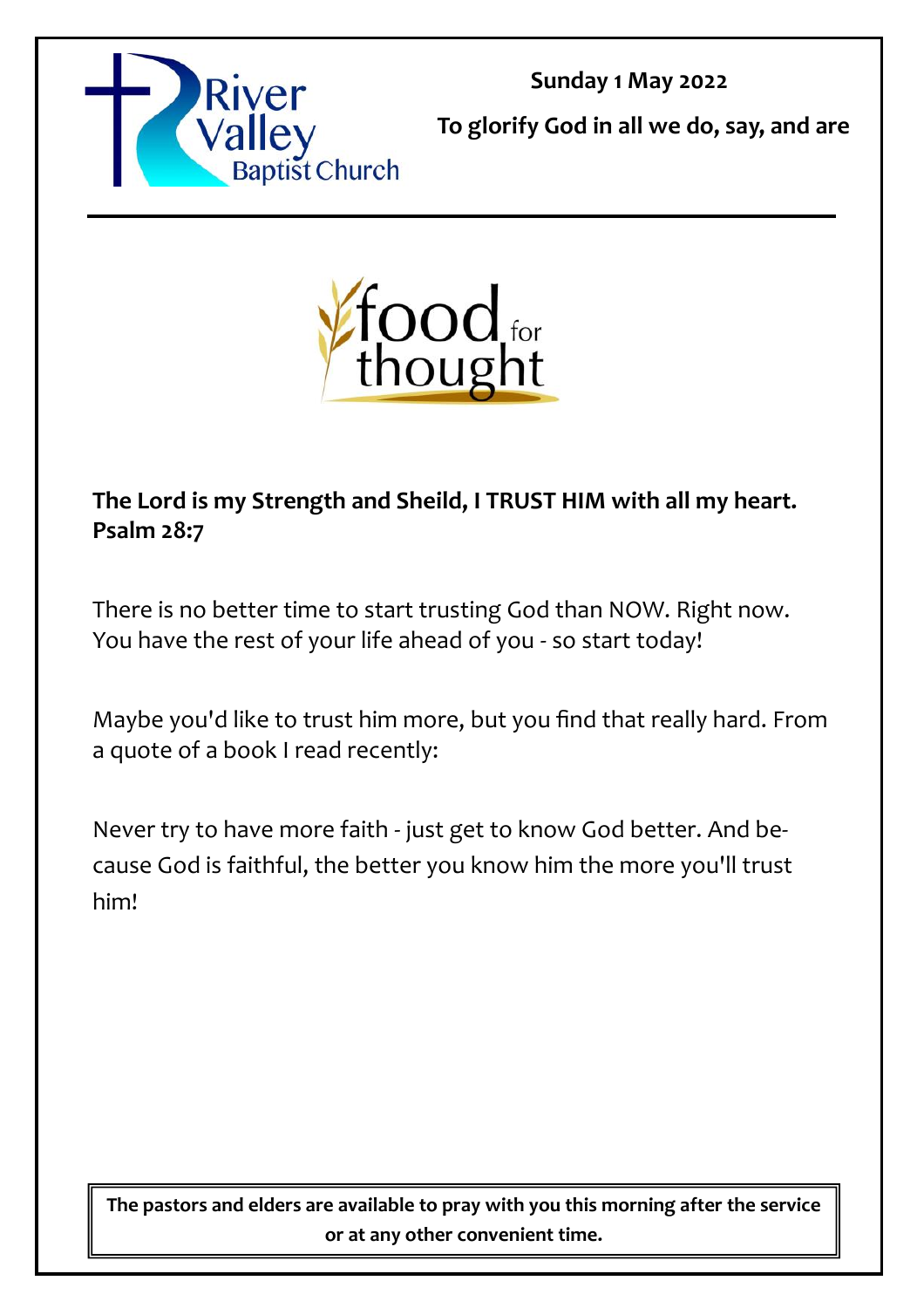River Valley Baptist Church

**Sunday 1 May 2022**

**To glorify God in all we do, say, and are**

---

# food for thought

**The Lord is my Strength and Sheild, I TRUST HIM with all my heart. Psalm 28:7**

There is no better time to start trusting God than NOW. Right now. You have the rest of your life ahead of you - so start today!

Maybe you'd like to trust him more, but you find that really hard. From a quote of a book I read recently:

Never try to have more faith - just get to know God better. And because God is faithful, the better you know him the more you'll trust him!

**The pastors and elders are available to pray with you this morning after the service or at any other convenient time.**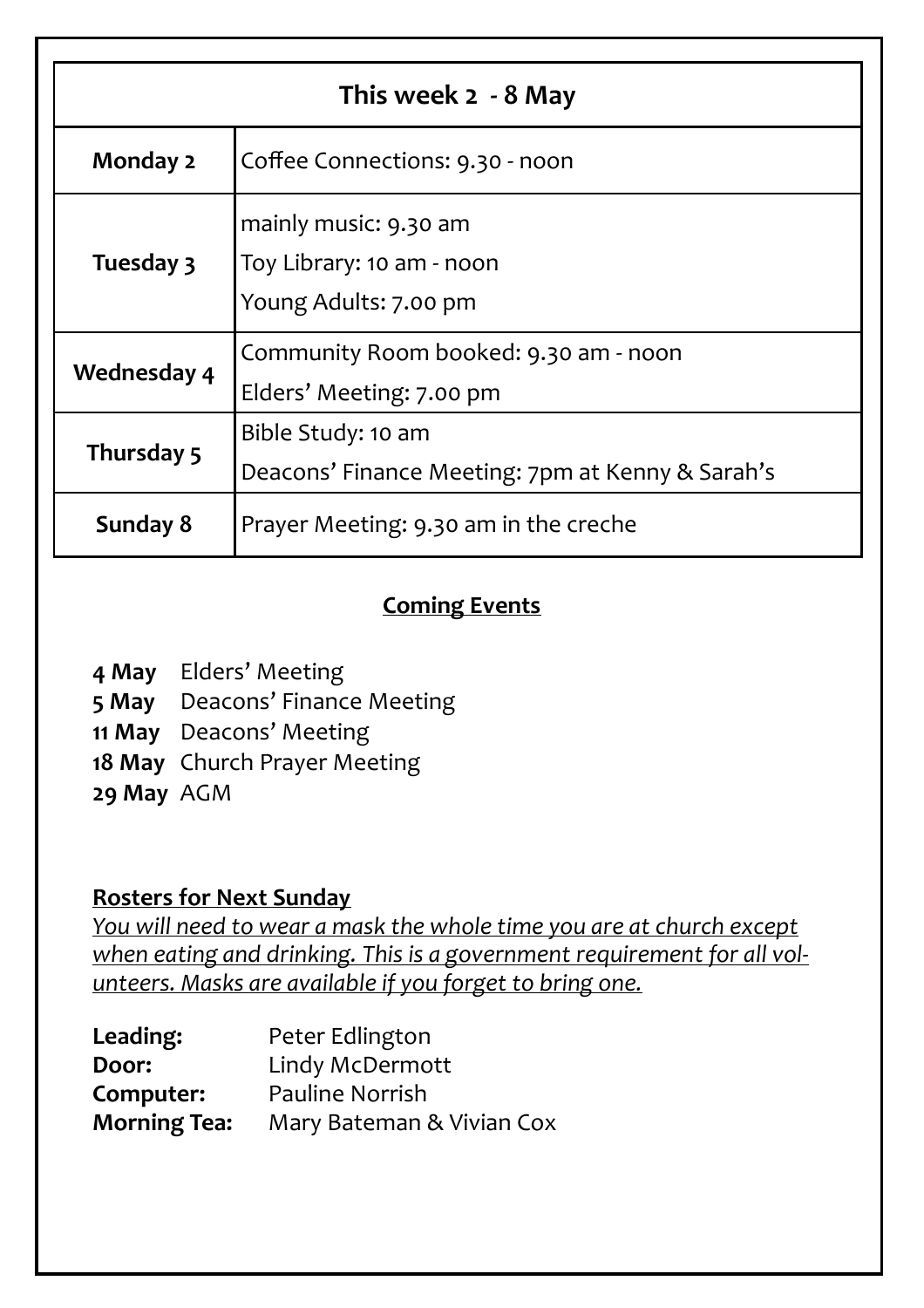| This week 2 - 8 May | |
|---|---|
| **Monday 2** | Coffee Connections: 9.30 - noon |
| **Tuesday 3** | mainly music: 9.30 am<br>Toy Library: 10 am - noon<br>Young Adults: 7.00 pm |
| **Wednesday 4** | Community Room booked: 9.30 am - noon<br>Elders' Meeting: 7.00 pm |
| **Thursday 5** | Bible Study: 10 am<br>Deacons' Finance Meeting: 7pm at Kenny & Sarah's |
| **Sunday 8** | Prayer Meeting: 9.30 am in the creche |

## Coming Events

**4 May** Elders' Meeting
**5 May** Deacons' Finance Meeting
**11 May** Deacons' Meeting
**18 May** Church Prayer Meeting
**29 May** AGM

### Rosters for Next Sunday

*You will need to wear a mask the whole time you are at church except when eating and drinking. This is a government requirement for all volunteers. Masks are available if you forget to bring one.*

**Leading:** Peter Edlington
**Door:** Lindy McDermott
**Computer:** Pauline Norrish
**Morning Tea:** Mary Bateman & Vivian Cox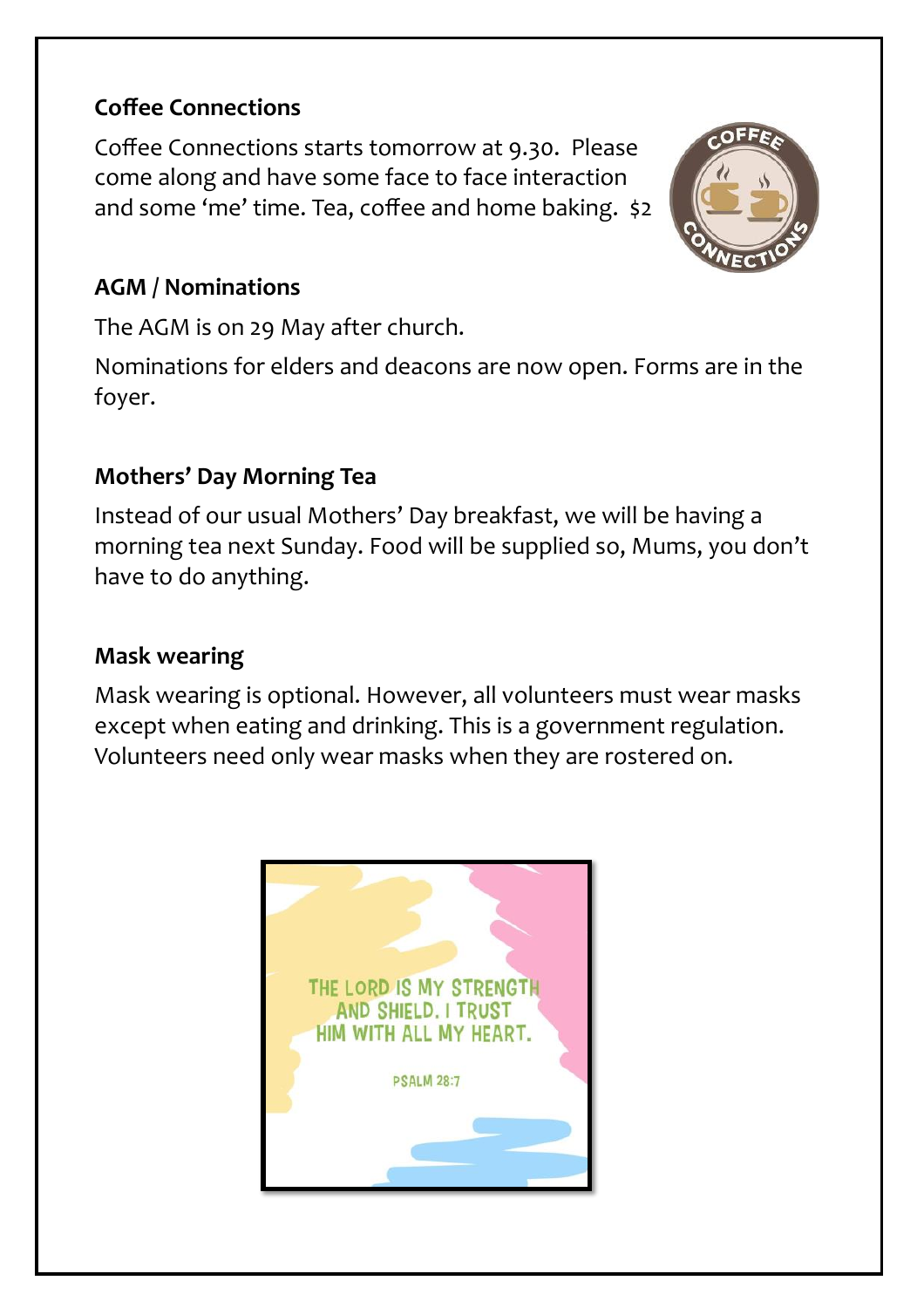## Coffee Connections

Coffee Connections starts tomorrow at 9.30. Please come along and have some face to face interaction and some 'me' time. Tea, coffee and home baking. $2

## AGM / Nominations

The AGM is on 29 May after church.

Nominations for elders and deacons are now open. Forms are in the foyer.

## Mothers' Day Morning Tea

Instead of our usual Mothers' Day breakfast, we will be having a morning tea next Sunday. Food will be supplied so, Mums, you don't have to do anything.

## Mask wearing

Mask wearing is optional. However, all volunteers must wear masks except when eating and drinking. This is a government regulation. Volunteers need only wear masks when they are rostered on.

THE LORD IS MY STRENGTH AND SHIELD. I TRUST HIM WITH ALL MY HEART.

PSALM 28:7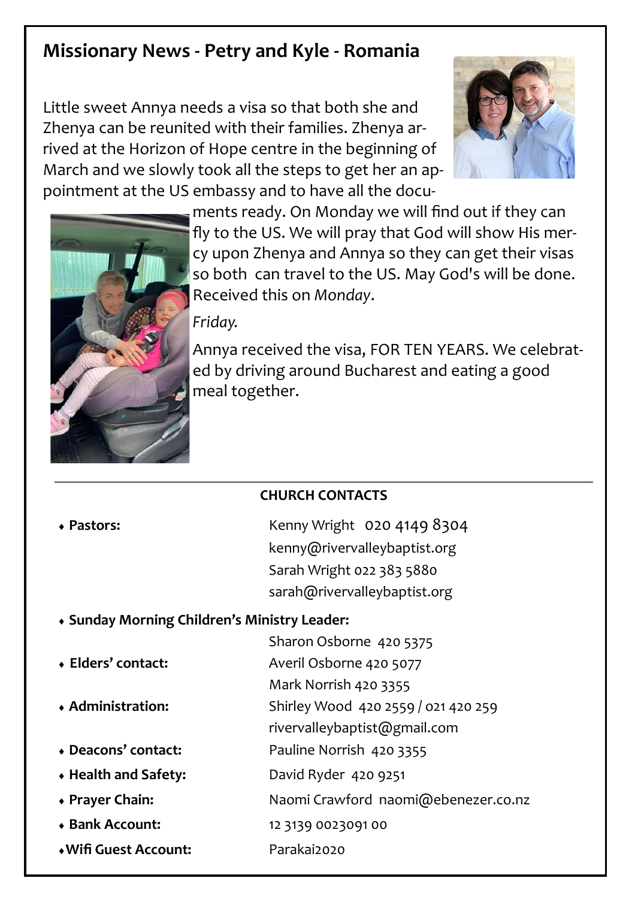## Missionary News - Petry and Kyle - Romania

Little sweet Annya needs a visa so that both she and Zhenya can be reunited with their families. Zhenya arrived at the Horizon of Hope centre in the beginning of March and we slowly took all the steps to get her an appointment at the US embassy and to have all the documents ready. On Monday we will find out if they can fly to the US. We will pray that God will show His mercy upon Zhenya and Annya so they can get their visas so both can travel to the US. May God's will be done. Received this on *Monday*.

*Friday.*

Annya received the visa, FOR TEN YEARS. We celebrated by driving around Bucharest and eating a good meal together.

---

**CHURCH CONTACTS**

- **Pastors:** Kenny Wright 020 4149 8304
  kenny@rivervalleybaptist.org
  Sarah Wright 022 383 5880
  sarah@rivervalleybaptist.org
- **Sunday Morning Children's Ministry Leader:**
  Sharon Osborne 420 5375
- **Elders' contact:** Averil Osborne 420 5077
  Mark Norrish 420 3355
- **Administration:** Shirley Wood 420 2559 / 021 420 259
  rivervalleybaptist@gmail.com
- **Deacons' contact:** Pauline Norrish 420 3355
- **Health and Safety:** David Ryder 420 9251
- **Prayer Chain:** Naomi Crawford naomi@ebenezer.co.nz
- **Bank Account:** 12 3139 0023091 00
- **Wifi Guest Account:** Parakai2020